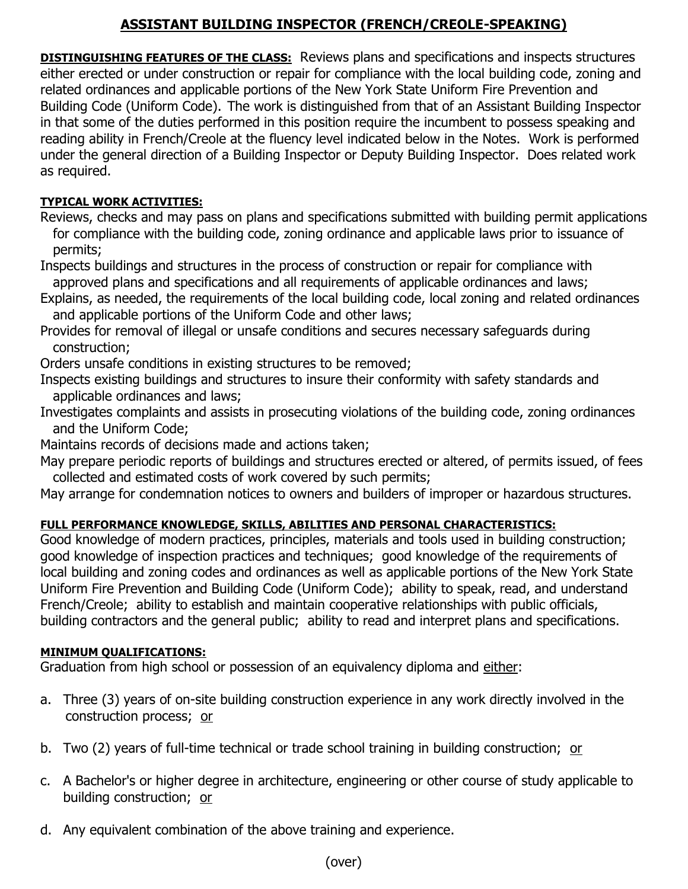# ASSISTANT BUILDING INSPECTOR (FRENCH/CREOLE-SPEAKING)

**DISTINGUISHING FEATURES OF THE CLASS:** Reviews plans and specifications and inspects structures either erected or under construction or repair for compliance with the local building code, zoning and related ordinances and applicable portions of the New York State Uniform Fire Prevention and Building Code (Uniform Code). The work is distinguished from that of an Assistant Building Inspector in that some of the duties performed in this position require the incumbent to possess speaking and reading ability in French/Creole at the fluency level indicated below in the Notes. Work is performed under the general direction of a Building Inspector or Deputy Building Inspector. Does related work as required.

**TYPICAL WORK ACTIVITIES:**

Reviews, checks and may pass on plans and specifications submitted with building permit applications for compliance with the building code, zoning ordinance and applicable laws prior to issuance of permits;

Inspects buildings and structures in the process of construction or repair for compliance with approved plans and specifications and all requirements of applicable ordinances and laws;

Explains, as needed, the requirements of the local building code, local zoning and related ordinances and applicable portions of the Uniform Code and other laws;

Provides for removal of illegal or unsafe conditions and secures necessary safeguards during construction;

Orders unsafe conditions in existing structures to be removed;

Inspects existing buildings and structures to insure their conformity with safety standards and applicable ordinances and laws;

Investigates complaints and assists in prosecuting violations of the building code, zoning ordinances and the Uniform Code;

Maintains records of decisions made and actions taken;

May prepare periodic reports of buildings and structures erected or altered, of permits issued, of fees collected and estimated costs of work covered by such permits;

May arrange for condemnation notices to owners and builders of improper or hazardous structures.

**FULL PERFORMANCE KNOWLEDGE, SKILLS, ABILITIES AND PERSONAL CHARACTERISTICS:**

Good knowledge of modern practices, principles, materials and tools used in building construction; good knowledge of inspection practices and techniques; good knowledge of the requirements of local building and zoning codes and ordinances as well as applicable portions of the New York State Uniform Fire Prevention and Building Code (Uniform Code); ability to speak, read, and understand French/Creole; ability to establish and maintain cooperative relationships with public officials, building contractors and the general public; ability to read and interpret plans and specifications.

**MINIMUM QUALIFICATIONS:**

Graduation from high school or possession of an equivalency diploma and either:

a. Three (3) years of on-site building construction experience in any work directly involved in the construction process; or

b. Two (2) years of full-time technical or trade school training in building construction; or

c. A Bachelor's or higher degree in architecture, engineering or other course of study applicable to building construction; or

d. Any equivalent combination of the above training and experience.

(over)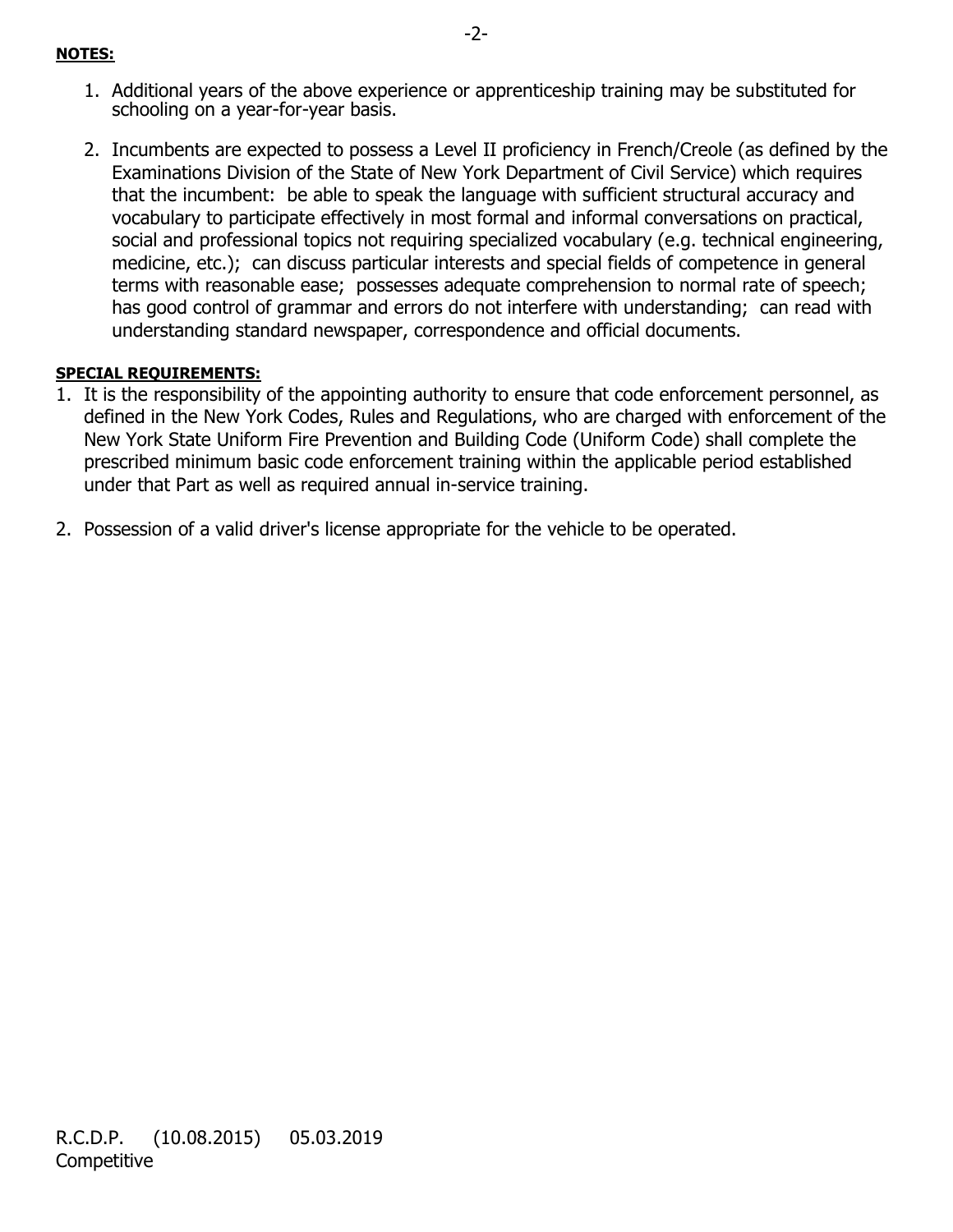**NOTES:**

1. Additional years of the above experience or apprenticeship training may be substituted for schooling on a year-for-year basis.

2. Incumbents are expected to possess a Level II proficiency in French/Creole (as defined by the Examinations Division of the State of New York Department of Civil Service) which requires that the incumbent: be able to speak the language with sufficient structural accuracy and vocabulary to participate effectively in most formal and informal conversations on practical, social and professional topics not requiring specialized vocabulary (e.g. technical engineering, medicine, etc.); can discuss particular interests and special fields of competence in general terms with reasonable ease; possesses adequate comprehension to normal rate of speech; has good control of grammar and errors do not interfere with understanding; can read with understanding standard newspaper, correspondence and official documents.

**SPECIAL REQUIREMENTS:**

1. It is the responsibility of the appointing authority to ensure that code enforcement personnel, as defined in the New York Codes, Rules and Regulations, who are charged with enforcement of the New York State Uniform Fire Prevention and Building Code (Uniform Code) shall complete the prescribed minimum basic code enforcement training within the applicable period established under that Part as well as required annual in-service training.

2. Possession of a valid driver's license appropriate for the vehicle to be operated.

R.C.D.P. (10.08.2015) 05.03.2019
Competitive